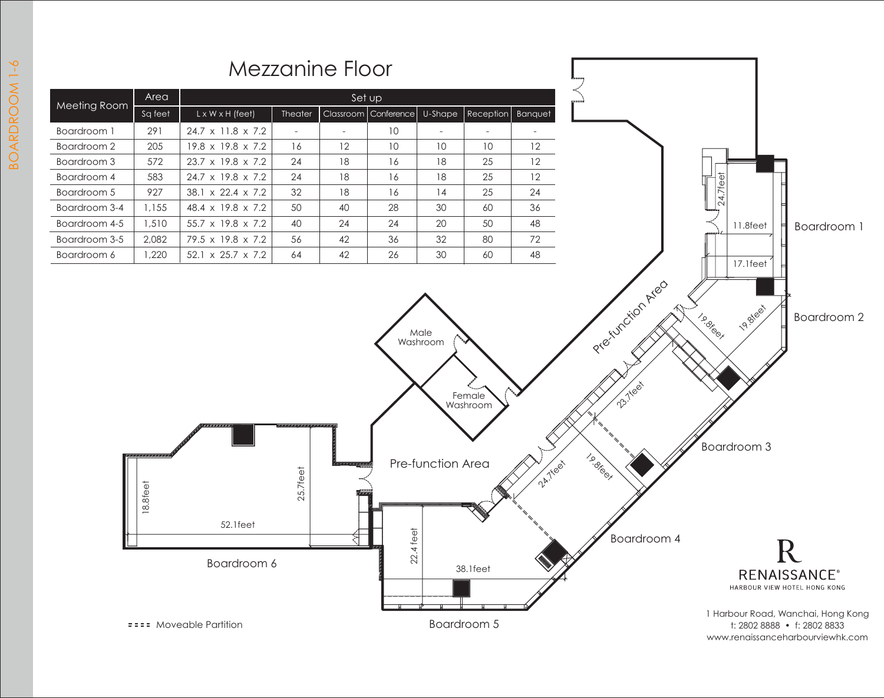# Mezzanine Floor

| Meeting Room | Area | Set up | | | | | | |
|---|---|---|---|---|---|---|---|---|
| | Sq feet | L x W x H (feet) | Theater | Classroom | Conference | U-Shape | Reception | Banquet |
| Boardroom 1 | 291 | 24.7 x 11.8 x 7.2 | - | - | 10 | - | - | - |
| Boardroom 2 | 205 | 19.8 x 19.8 x 7.2 | 16 | 12 | 10 | 10 | 10 | 12 |
| Boardroom 3 | 572 | 23.7 x 19.8 x 7.2 | 24 | 18 | 16 | 18 | 25 | 12 |
| Boardroom 4 | 583 | 24.7 x 19.8 x 7.2 | 24 | 18 | 16 | 18 | 25 | 12 |
| Boardroom 5 | 927 | 38.1 x 22.4 x 7.2 | 32 | 18 | 16 | 14 | 25 | 24 |
| Boardroom 3-4 | 1,155 | 48.4 x 19.8 x 7.2 | 50 | 40 | 28 | 30 | 60 | 36 |
| Boardroom 4-5 | 1,510 | 55.7 x 19.8 x 7.2 | 40 | 24 | 24 | 20 | 50 | 48 |
| Boardroom 3-5 | 2,082 | 79.5 x 19.8 x 7.2 | 56 | 42 | 36 | 32 | 80 | 72 |
| Boardroom 6 | 1,220 | 52.1 x 25.7 x 7.2 | 64 | 42 | 26 | 30 | 60 | 48 |

Boardroom 1: 24.7feet, 11.8feet, 17.1feet

Boardroom 2: 19.8feet, 19.8feet

Boardroom 3: 23.7feet, 19.8feet

Boardroom 4: 24.7feet

Boardroom 5: 22.4 feet, 38.1feet

Boardroom 6: 18.8feet, 25.7feet, 52.1feet

Pre-function Area

Male Washroom

Female Washroom

==== Moveable Partition

RENAISSANCE®
HARBOUR VIEW HOTEL HONG KONG

1 Harbour Road, Wanchai, Hong Kong
t: 2802 8888 • f: 2802 8833
www.renaissanceharbourviewhk.com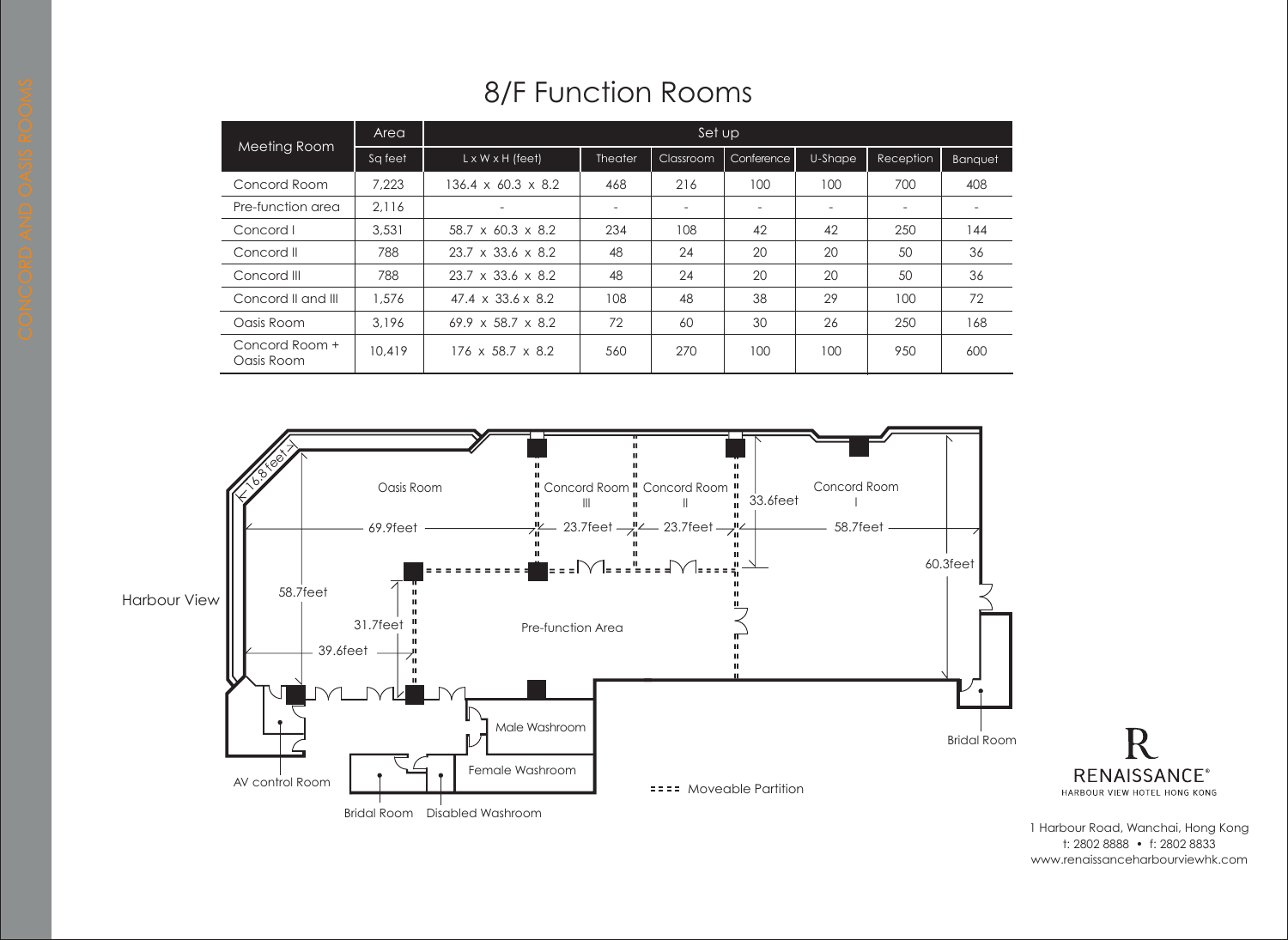# 8/F Function Rooms

| Meeting Room | Area | Set up | | | | | | |
|---|---|---|---|---|---|---|---|---|
| | Sq feet | L x W x H (feet) | Theater | Classroom | Conference | U-Shape | Reception | Banquet |
| Concord Room | 7,223 | 136.4 x 60.3 x 8.2 | 468 | 216 | 100 | 100 | 700 | 408 |
| Pre-function area | 2,116 | - | - | - | - | - | - | - |
| Concord I | 3,531 | 58.7 x 60.3 x 8.2 | 234 | 108 | 42 | 42 | 250 | 144 |
| Concord II | 788 | 23.7 x 33.6 x 8.2 | 48 | 24 | 20 | 20 | 50 | 36 |
| Concord III | 788 | 23.7 x 33.6 x 8.2 | 48 | 24 | 20 | 20 | 50 | 36 |
| Concord II and III | 1,576 | 47.4 x 33.6 x 8.2 | 108 | 48 | 38 | 29 | 100 | 72 |
| Oasis Room | 3,196 | 69.9 x 58.7 x 8.2 | 72 | 60 | 30 | 26 | 250 | 168 |
| Concord Room + Oasis Room | 10,419 | 176 x 58.7 x 8.2 | 560 | 270 | 100 | 100 | 950 | 600 |

Harbour View

Oasis Room — 69.9feet, 58.7feet, 16.8feet, 39.6feet, 31.7feet

Concord Room III — 23.7feet

Concord Room II — 23.7feet, 33.6feet

Concord Room I — 58.7feet, 60.3feet

Pre-function Area

Male Washroom

Female Washroom

AV control Room

Bridal Room

Disabled Washroom

Bridal Room

==== Moveable Partition

RENAISSANCE®
HARBOUR VIEW HOTEL HONG KONG

1 Harbour Road, Wanchai, Hong Kong
t: 2802 8888 • f: 2802 8833
www.renaissanceharbourviewhk.com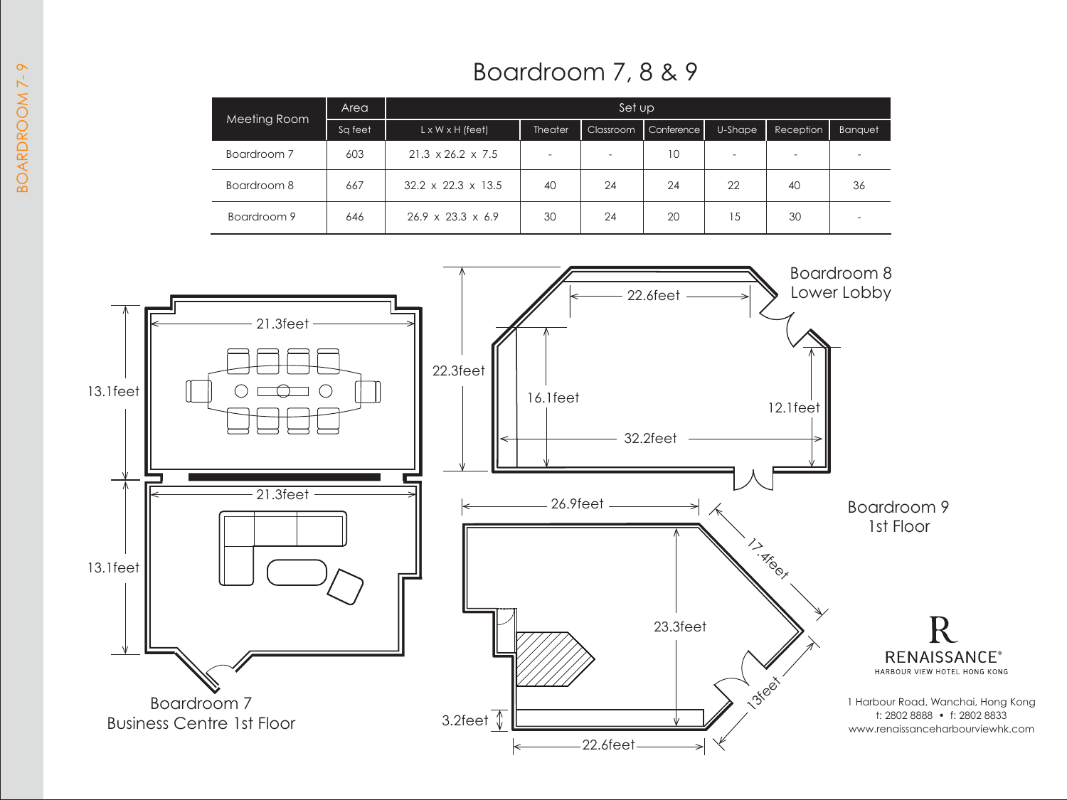# Boardroom 7, 8 & 9

| Meeting Room | Area | Set up | | | | | | |
|---|---|---|---|---|---|---|---|---|
| | Sq feet | L x W x H (feet) | Theater | Classroom | Conference | U-Shape | Reception | Banquet |
| Boardroom 7 | 603 | 21.3 x 26.2 x 7.5 | - | - | 10 | - | - | - |
| Boardroom 8 | 667 | 32.2 x 22.3 x 13.5 | 40 | 24 | 24 | 22 | 40 | 36 |
| Boardroom 9 | 646 | 26.9 x 23.3 x 6.9 | 30 | 24 | 20 | 15 | 30 | - |

21.3feet
13.1feet
21.3feet
13.1feet
Boardroom 7
Business Centre 1st Floor

22.6feet
22.3feet
16.1feet
12.1feet
32.2feet
Boardroom 8
Lower Lobby

26.9feet
17.4feet
23.3feet
13feet
3.2feet
22.6feet
Boardroom 9
1st Floor

R
RENAISSANCE®
HARBOUR VIEW HOTEL HONG KONG

1 Harbour Road, Wanchai, Hong Kong
t: 2802 8888 • f: 2802 8833
www.renaissanceharbourviewhk.com